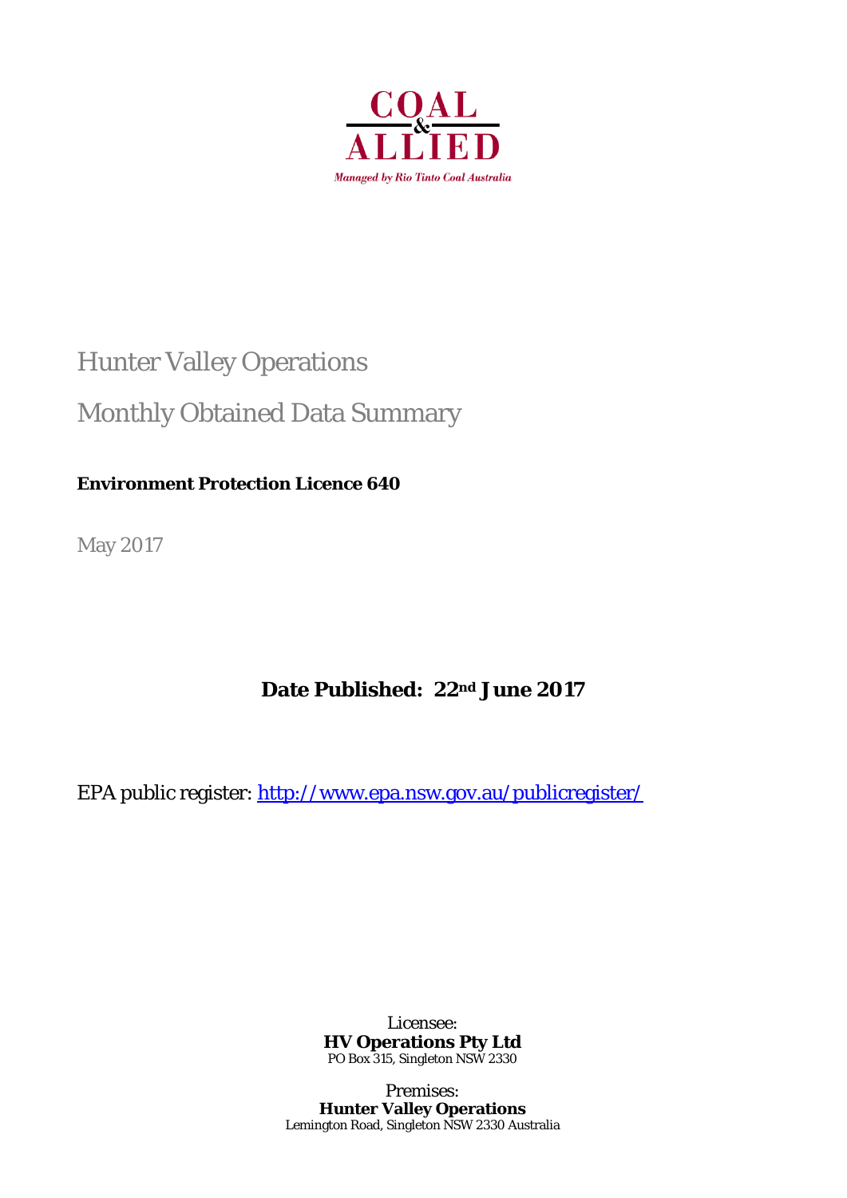COAL & ALLIED

*Managed by Rio Tinto Coal Australia*

# Hunter Valley Operations

# Monthly Obtained Data Summary

**Environment Protection Licence 640**

May 2017

**Date Published: 22nd June 2017**

EPA public register: [http://www.epa.nsw.gov.au/publicregister/](http://www.epa.nsw.gov.au/publicregister/)

Licensee:
**HV Operations Pty Ltd**
PO Box 315, Singleton NSW 2330

Premises:
**Hunter Valley Operations**
Lemington Road, Singleton NSW 2330 Australia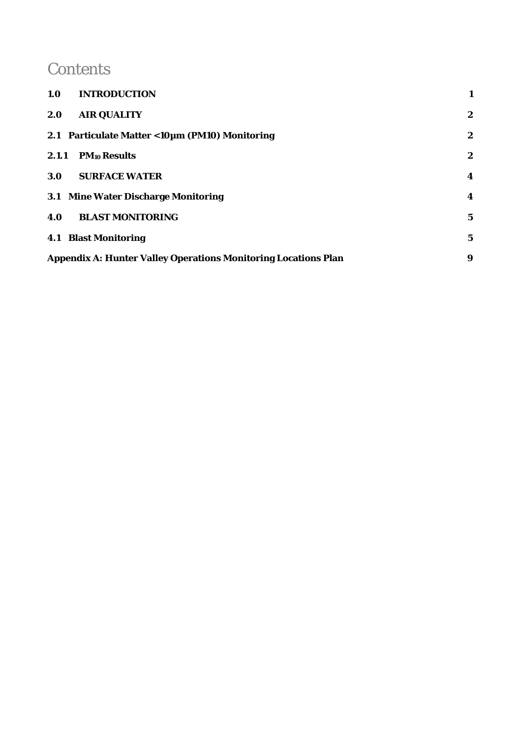# Contents

| | | |
|---|---|---|
| **1.0** | **INTRODUCTION** | **1** |
| **2.0** | **AIR QUALITY** | **2** |
| **2.1** | **Particulate Matter <10µm (PM10) Monitoring** | **2** |
| **2.1.1** | **$PM_{10}$ Results** | **2** |
| **3.0** | **SURFACE WATER** | **4** |
| **3.1** | **Mine Water Discharge Monitoring** | **4** |
| **4.0** | **BLAST MONITORING** | **5** |
| **4.1** | **Blast Monitoring** | **5** |
| | **Appendix A: Hunter Valley Operations Monitoring Locations Plan** | **9** |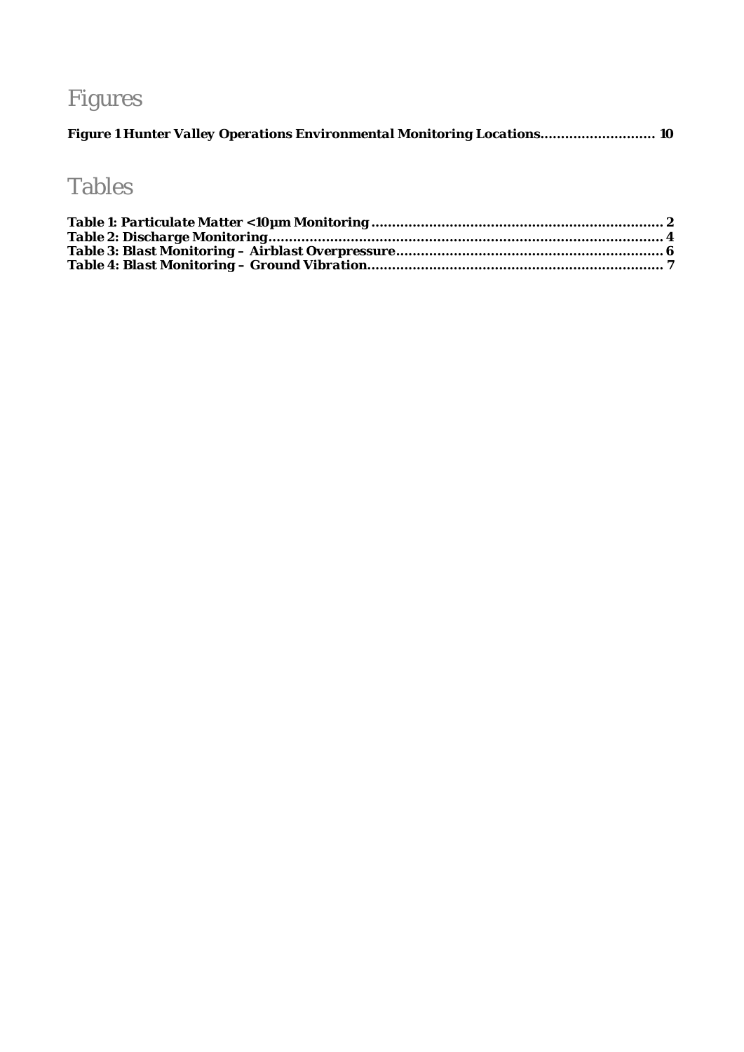# Figures

**Figure 1 Hunter Valley Operations Environmental Monitoring Locations............................ 10**

# Tables

**Table 1: Particulate Matter <10µm Monitoring ........................................................................ 2**
**Table 2: Discharge Monitoring................................................................................................ 4**
**Table 3: Blast Monitoring – Airblast Overpressure.................................................................. 6**
**Table 4: Blast Monitoring – Ground Vibration........................................................................ 7**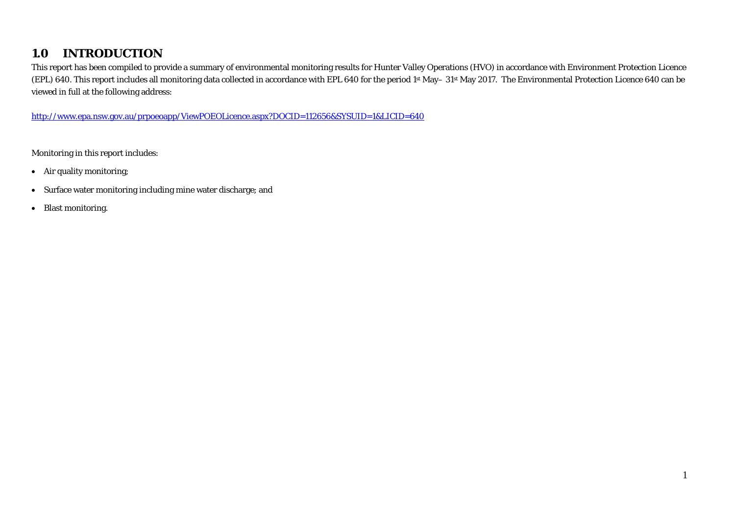# 1.0 INTRODUCTION

This report has been compiled to provide a summary of environmental monitoring results for Hunter Valley Operations (HVO) in accordance with Environment Protection Licence (EPL) 640. This report includes all monitoring data collected in accordance with EPL 640 for the period 1st May– 31st May 2017. The Environmental Protection Licence 640 can be viewed in full at the following address:

http://www.epa.nsw.gov.au/prpoeoapp/ViewPOEOLicence.aspx?DOCID=112656&SYSUID=1&LICID=640

Monitoring in this report includes:

- Air quality monitoring;
- Surface water monitoring including mine water discharge; and
- Blast monitoring.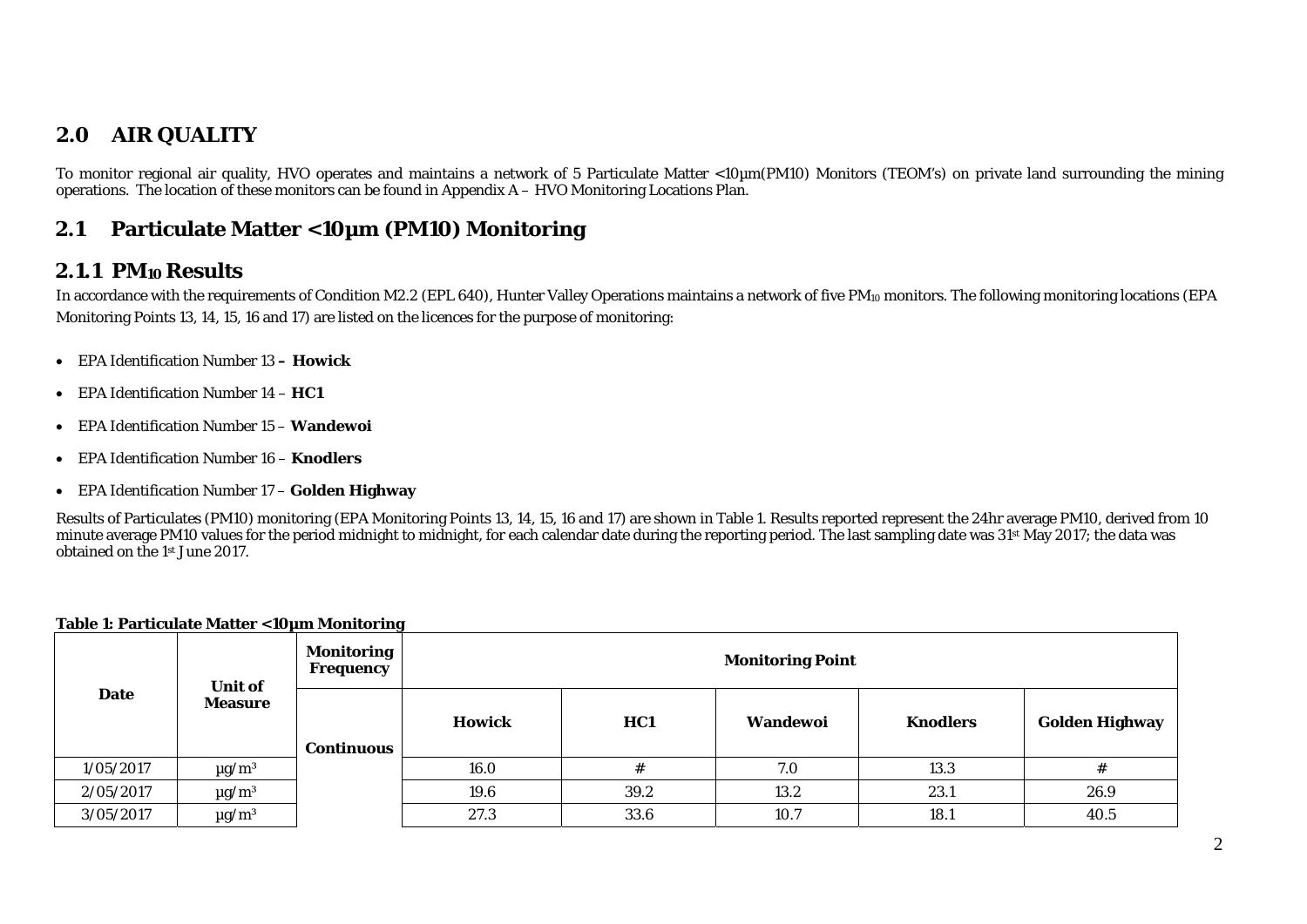## 2.0 AIR QUALITY

To monitor regional air quality, HVO operates and maintains a network of 5 Particulate Matter <10µm(PM10) Monitors (TEOM's) on private land surrounding the mining operations. The location of these monitors can be found in Appendix A – HVO Monitoring Locations Plan.

## 2.1 Particulate Matter <10µm (PM10) Monitoring

### 2.1.1 $PM_{10}$ Results

In accordance with the requirements of Condition M2.2 (EPL 640), Hunter Valley Operations maintains a network of five $PM_{10}$ monitors. The following monitoring locations (EPA Monitoring Points 13, 14, 15, 16 and 17) are listed on the licences for the purpose of monitoring:

- EPA Identification Number 13 **– Howick**
- EPA Identification Number 14 – **HC1**
- EPA Identification Number 15 – **Wandewoi**
- EPA Identification Number 16 – **Knodlers**
- EPA Identification Number 17 – **Golden Highway**

Results of Particulates (PM10) monitoring (EPA Monitoring Points 13, 14, 15, 16 and 17) are shown in Table 1. Results reported represent the 24hr average PM10, derived from 10 minute average PM10 values for the period midnight to midnight, for each calendar date during the reporting period. The last sampling date was 31st May 2017; the data was obtained on the 1st June 2017.

**Table 1: Particulate Matter <10µm Monitoring**

| Date | Unit of Measure | Monitoring Frequency | Monitoring Point | | | | |
|---|---|---|---|---|---|---|---|
| | | Continuous | Howick | HC1 | Wandewoi | Knodlers | Golden Highway |
| 1/05/2017 | µg/m³ | | 16.0 | # | 7.0 | 13.3 | # |
| 2/05/2017 | µg/m³ | | 19.6 | 39.2 | 13.2 | 23.1 | 26.9 |
| 3/05/2017 | µg/m³ | | 27.3 | 33.6 | 10.7 | 18.1 | 40.5 |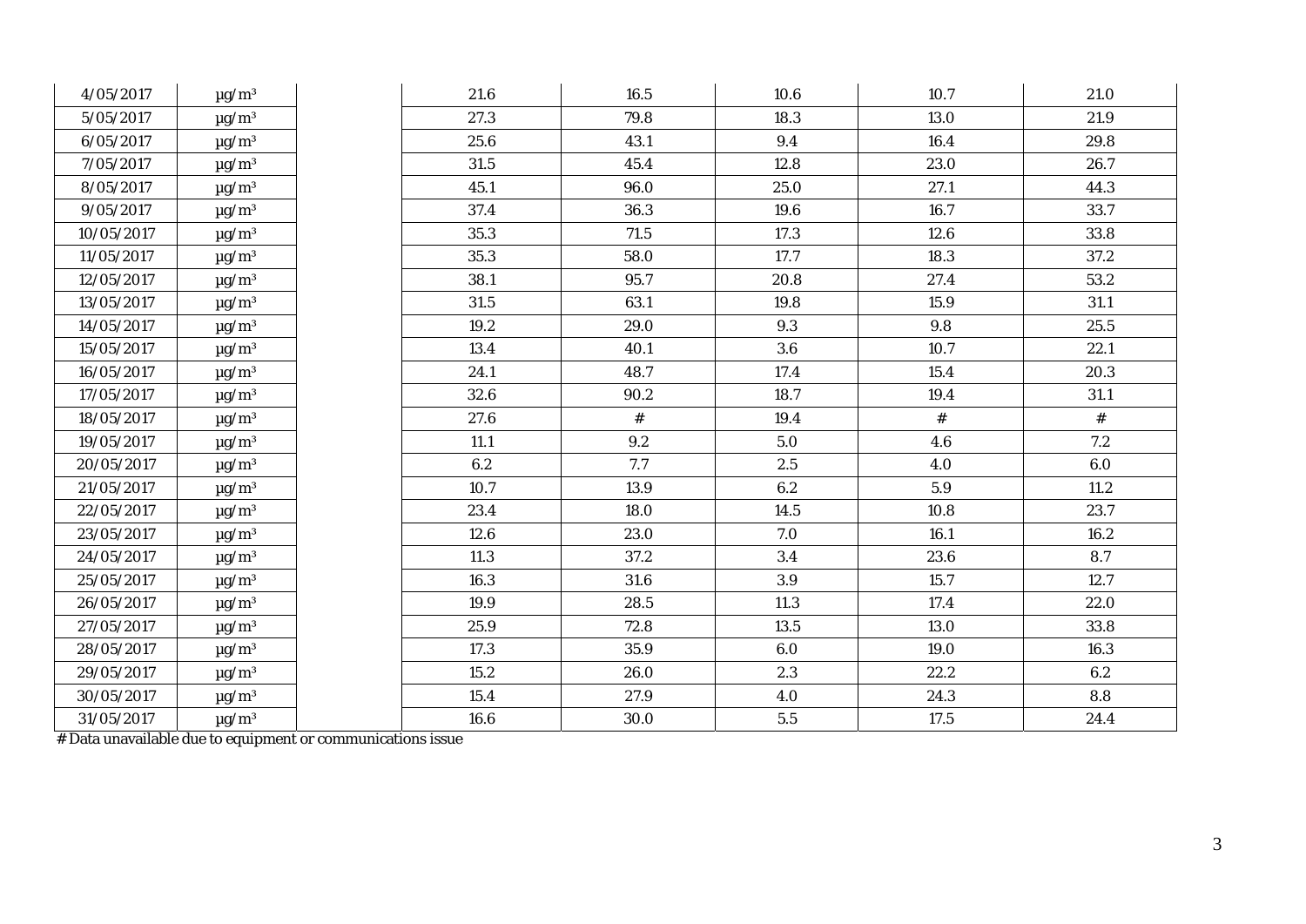| | | | | | | | |
|---|---|---|---|---|---|---|---|
| 4/05/2017 | µg/m³ | | 21.6 | 16.5 | 10.6 | 10.7 | 21.0 |
| 5/05/2017 | µg/m³ | | 27.3 | 79.8 | 18.3 | 13.0 | 21.9 |
| 6/05/2017 | µg/m³ | | 25.6 | 43.1 | 9.4 | 16.4 | 29.8 |
| 7/05/2017 | µg/m³ | | 31.5 | 45.4 | 12.8 | 23.0 | 26.7 |
| 8/05/2017 | µg/m³ | | 45.1 | 96.0 | 25.0 | 27.1 | 44.3 |
| 9/05/2017 | µg/m³ | | 37.4 | 36.3 | 19.6 | 16.7 | 33.7 |
| 10/05/2017 | µg/m³ | | 35.3 | 71.5 | 17.3 | 12.6 | 33.8 |
| 11/05/2017 | µg/m³ | | 35.3 | 58.0 | 17.7 | 18.3 | 37.2 |
| 12/05/2017 | µg/m³ | | 38.1 | 95.7 | 20.8 | 27.4 | 53.2 |
| 13/05/2017 | µg/m³ | | 31.5 | 63.1 | 19.8 | 15.9 | 31.1 |
| 14/05/2017 | µg/m³ | | 19.2 | 29.0 | 9.3 | 9.8 | 25.5 |
| 15/05/2017 | µg/m³ | | 13.4 | 40.1 | 3.6 | 10.7 | 22.1 |
| 16/05/2017 | µg/m³ | | 24.1 | 48.7 | 17.4 | 15.4 | 20.3 |
| 17/05/2017 | µg/m³ | | 32.6 | 90.2 | 18.7 | 19.4 | 31.1 |
| 18/05/2017 | µg/m³ | | 27.6 | # | 19.4 | # | # |
| 19/05/2017 | µg/m³ | | 11.1 | 9.2 | 5.0 | 4.6 | 7.2 |
| 20/05/2017 | µg/m³ | | 6.2 | 7.7 | 2.5 | 4.0 | 6.0 |
| 21/05/2017 | µg/m³ | | 10.7 | 13.9 | 6.2 | 5.9 | 11.2 |
| 22/05/2017 | µg/m³ | | 23.4 | 18.0 | 14.5 | 10.8 | 23.7 |
| 23/05/2017 | µg/m³ | | 12.6 | 23.0 | 7.0 | 16.1 | 16.2 |
| 24/05/2017 | µg/m³ | | 11.3 | 37.2 | 3.4 | 23.6 | 8.7 |
| 25/05/2017 | µg/m³ | | 16.3 | 31.6 | 3.9 | 15.7 | 12.7 |
| 26/05/2017 | µg/m³ | | 19.9 | 28.5 | 11.3 | 17.4 | 22.0 |
| 27/05/2017 | µg/m³ | | 25.9 | 72.8 | 13.5 | 13.0 | 33.8 |
| 28/05/2017 | µg/m³ | | 17.3 | 35.9 | 6.0 | 19.0 | 16.3 |
| 29/05/2017 | µg/m³ | | 15.2 | 26.0 | 2.3 | 22.2 | 6.2 |
| 30/05/2017 | µg/m³ | | 15.4 | 27.9 | 4.0 | 24.3 | 8.8 |
| 31/05/2017 | µg/m³ | | 16.6 | 30.0 | 5.5 | 17.5 | 24.4 |

# Data unavailable due to equipment or communications issue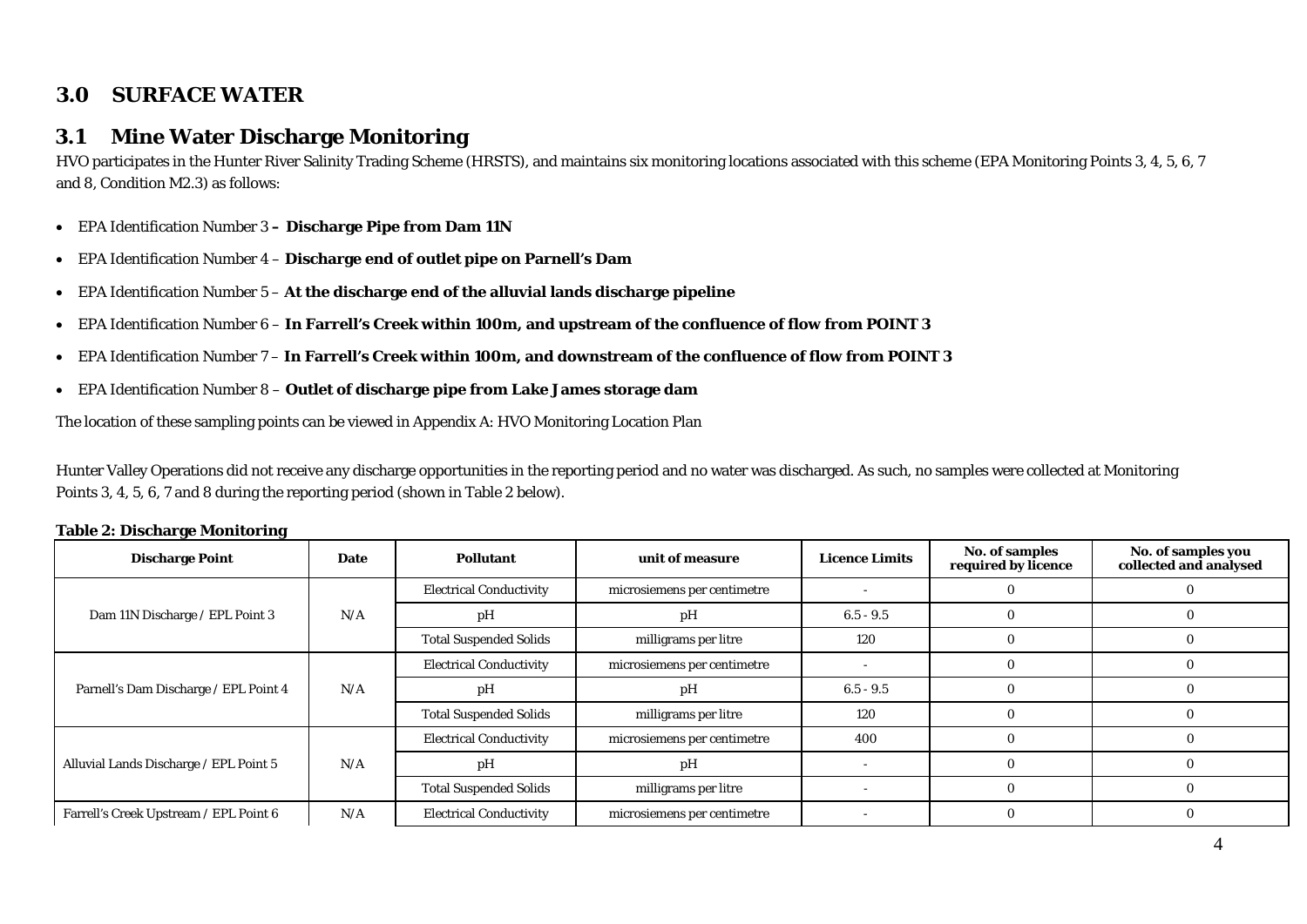# 3.0 SURFACE WATER

## 3.1 Mine Water Discharge Monitoring

HVO participates in the Hunter River Salinity Trading Scheme (HRSTS), and maintains six monitoring locations associated with this scheme (EPA Monitoring Points 3, 4, 5, 6, 7 and 8, Condition M2.3) as follows:

- EPA Identification Number 3 – **Discharge Pipe from Dam 11N**
- EPA Identification Number 4 – **Discharge end of outlet pipe on Parnell's Dam**
- EPA Identification Number 5 – **At the discharge end of the alluvial lands discharge pipeline**
- EPA Identification Number 6 – **In Farrell's Creek within 100m, and upstream of the confluence of flow from POINT 3**
- EPA Identification Number 7 – **In Farrell's Creek within 100m, and downstream of the confluence of flow from POINT 3**
- EPA Identification Number 8 – **Outlet of discharge pipe from Lake James storage dam**

The location of these sampling points can be viewed in Appendix A: HVO Monitoring Location Plan

Hunter Valley Operations did not receive any discharge opportunities in the reporting period and no water was discharged. As such, no samples were collected at Monitoring Points 3, 4, 5, 6, 7 and 8 during the reporting period (shown in Table 2 below).

**Table 2: Discharge Monitoring**

| Discharge Point | Date | Pollutant | unit of measure | Licence Limits | No. of samples required by licence | No. of samples you collected and analysed |
|---|---|---|---|---|---|---|
| Dam 11N Discharge / EPL Point 3 | N/A | Electrical Conductivity | microsiemens per centimetre | - | 0 | 0 |
| | | pH | pH | 6.5 - 9.5 | 0 | 0 |
| | | Total Suspended Solids | milligrams per litre | 120 | 0 | 0 |
| Parnell's Dam Discharge / EPL Point 4 | N/A | Electrical Conductivity | microsiemens per centimetre | - | 0 | 0 |
| | | pH | pH | 6.5 - 9.5 | 0 | 0 |
| | | Total Suspended Solids | milligrams per litre | 120 | 0 | 0 |
| Alluvial Lands Discharge / EPL Point 5 | N/A | Electrical Conductivity | microsiemens per centimetre | 400 | 0 | 0 |
| | | pH | pH | - | 0 | 0 |
| | | Total Suspended Solids | milligrams per litre | - | 0 | 0 |
| Farrell's Creek Upstream / EPL Point 6 | N/A | Electrical Conductivity | microsiemens per centimetre | - | 0 | 0 |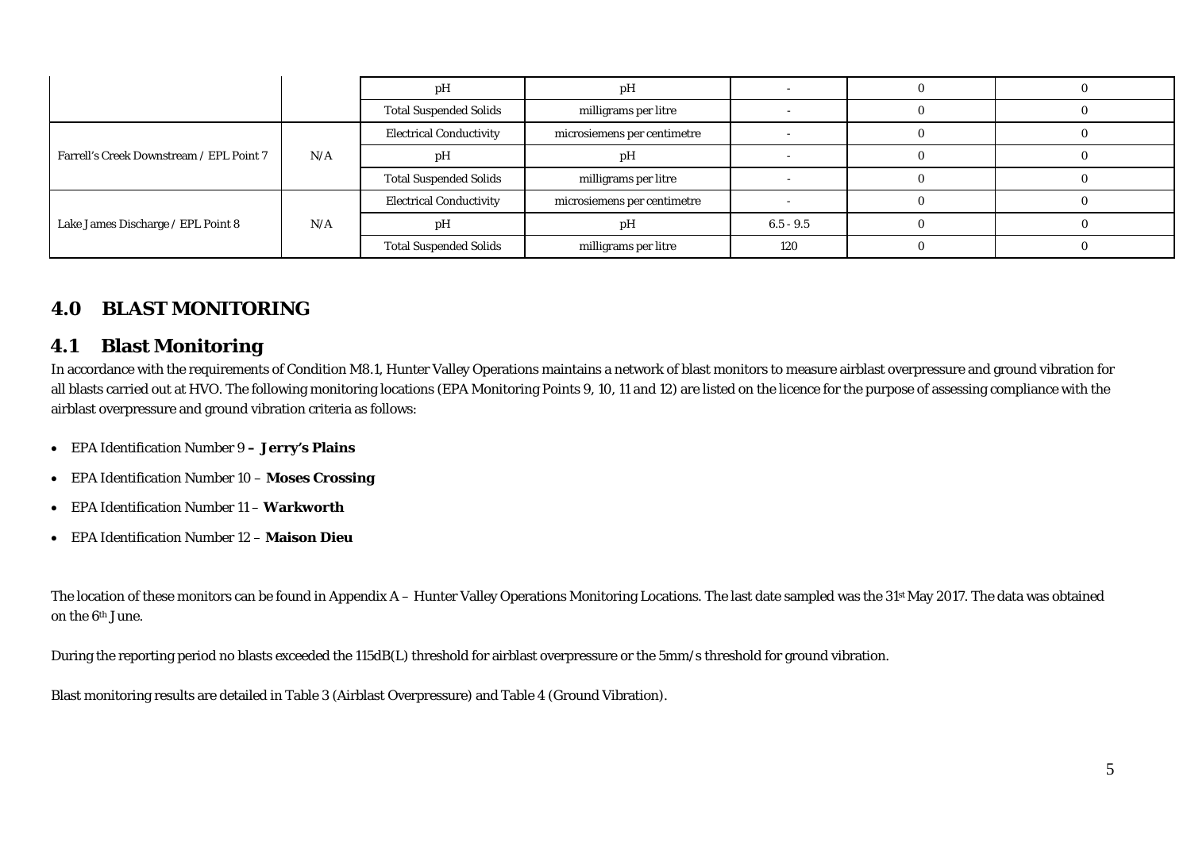| | | pH | pH | - | 0 | 0 |
|---|---|---|---|---|---|---|
| | | Total Suspended Solids | milligrams per litre | - | 0 | 0 |
| Farrell's Creek Downstream / EPL Point 7 | N/A | Electrical Conductivity | microsiemens per centimetre | - | 0 | 0 |
| | | pH | pH | - | 0 | 0 |
| | | Total Suspended Solids | milligrams per litre | - | 0 | 0 |
| Lake James Discharge / EPL Point 8 | N/A | Electrical Conductivity | microsiemens per centimetre | - | 0 | 0 |
| | | pH | pH | 6.5 - 9.5 | 0 | 0 |
| | | Total Suspended Solids | milligrams per litre | 120 | 0 | 0 |

# 4.0 BLAST MONITORING

## 4.1 Blast Monitoring

In accordance with the requirements of Condition M8.1, Hunter Valley Operations maintains a network of blast monitors to measure airblast overpressure and ground vibration for all blasts carried out at HVO. The following monitoring locations (EPA Monitoring Points 9, 10, 11 and 12) are listed on the licence for the purpose of assessing compliance with the airblast overpressure and ground vibration criteria as follows:

- EPA Identification Number 9 **– Jerry's Plains**
- EPA Identification Number 10 – **Moses Crossing**
- EPA Identification Number 11 – **Warkworth**
- EPA Identification Number 12 – **Maison Dieu**

The location of these monitors can be found in Appendix A – Hunter Valley Operations Monitoring Locations. The last date sampled was the 31st May 2017. The data was obtained on the 6th June.

During the reporting period no blasts exceeded the 115dB(L) threshold for airblast overpressure or the 5mm/s threshold for ground vibration.

Blast monitoring results are detailed in Table 3 (Airblast Overpressure) and Table 4 (Ground Vibration).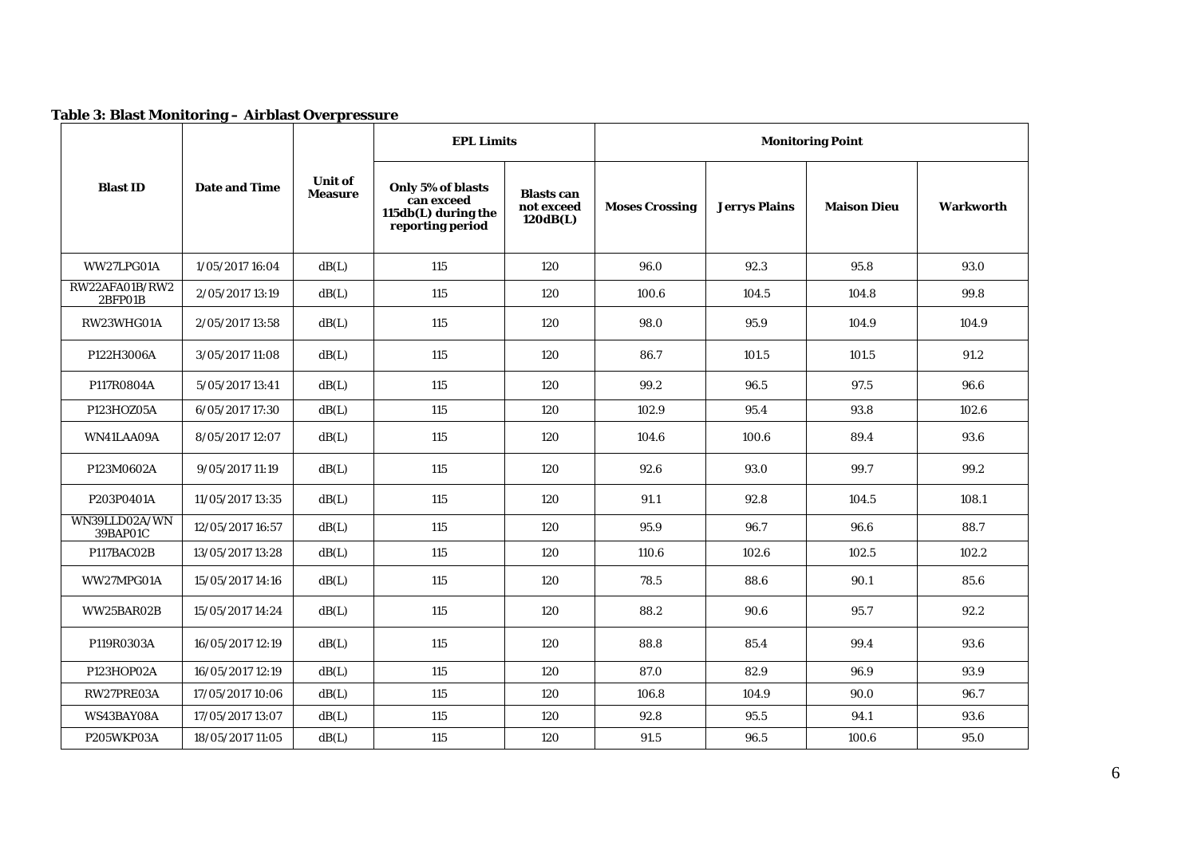**Table 3: Blast Monitoring – Airblast Overpressure**

| Blast ID | Date and Time | Unit of Measure | EPL Limits | | Monitoring Point | | | |
|---|---|---|---|---|---|---|---|---|
| | | | Only 5% of blasts can exceed 115db(L) during the reporting period | Blasts can not exceed 120dB(L) | Moses Crossing | Jerrys Plains | Maison Dieu | Warkworth |
| WW27LPG01A | 1/05/2017 16:04 | dB(L) | 115 | 120 | 96.0 | 92.3 | 95.8 | 93.0 |
| RW22AFA01B/RW22BFP01B | 2/05/2017 13:19 | dB(L) | 115 | 120 | 100.6 | 104.5 | 104.8 | 99.8 |
| RW23WHG01A | 2/05/2017 13:58 | dB(L) | 115 | 120 | 98.0 | 95.9 | 104.9 | 104.9 |
| P122H3006A | 3/05/2017 11:08 | dB(L) | 115 | 120 | 86.7 | 101.5 | 101.5 | 91.2 |
| P117R0804A | 5/05/2017 13:41 | dB(L) | 115 | 120 | 99.2 | 96.5 | 97.5 | 96.6 |
| P123HOZ05A | 6/05/2017 17:30 | dB(L) | 115 | 120 | 102.9 | 95.4 | 93.8 | 102.6 |
| WN41LAA09A | 8/05/2017 12:07 | dB(L) | 115 | 120 | 104.6 | 100.6 | 89.4 | 93.6 |
| P123M0602A | 9/05/2017 11:19 | dB(L) | 115 | 120 | 92.6 | 93.0 | 99.7 | 99.2 |
| P203P0401A | 11/05/2017 13:35 | dB(L) | 115 | 120 | 91.1 | 92.8 | 104.5 | 108.1 |
| WN39LLD02A/WN39BAP01C | 12/05/2017 16:57 | dB(L) | 115 | 120 | 95.9 | 96.7 | 96.6 | 88.7 |
| P117BAC02B | 13/05/2017 13:28 | dB(L) | 115 | 120 | 110.6 | 102.6 | 102.5 | 102.2 |
| WW27MPG01A | 15/05/2017 14:16 | dB(L) | 115 | 120 | 78.5 | 88.6 | 90.1 | 85.6 |
| WW25BAR02B | 15/05/2017 14:24 | dB(L) | 115 | 120 | 88.2 | 90.6 | 95.7 | 92.2 |
| P119R0303A | 16/05/2017 12:19 | dB(L) | 115 | 120 | 88.8 | 85.4 | 99.4 | 93.6 |
| P123HOP02A | 16/05/2017 12:19 | dB(L) | 115 | 120 | 87.0 | 82.9 | 96.9 | 93.9 |
| RW27PRE03A | 17/05/2017 10:06 | dB(L) | 115 | 120 | 106.8 | 104.9 | 90.0 | 96.7 |
| WS43BAY08A | 17/05/2017 13:07 | dB(L) | 115 | 120 | 92.8 | 95.5 | 94.1 | 93.6 |
| P205WKP03A | 18/05/2017 11:05 | dB(L) | 115 | 120 | 91.5 | 96.5 | 100.6 | 95.0 |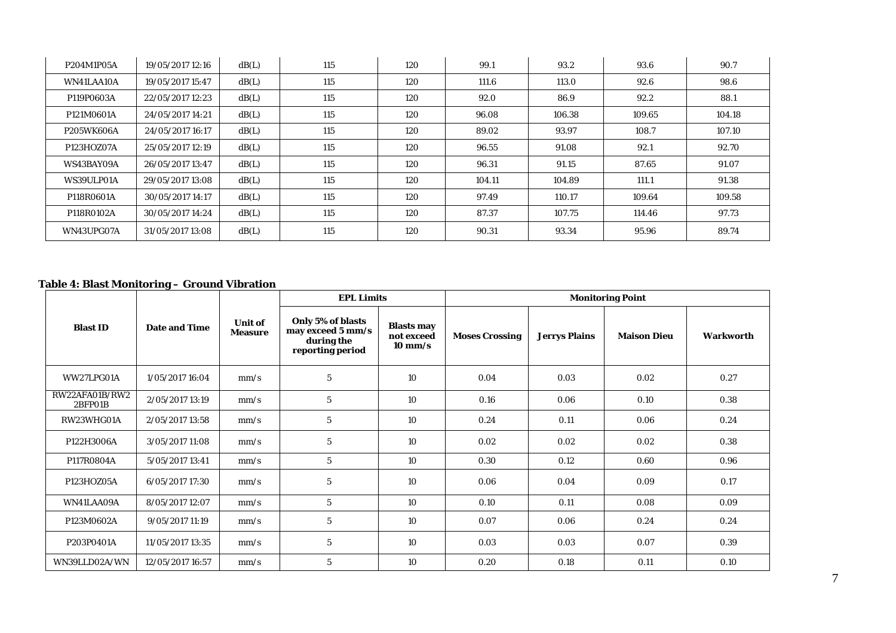| | | | | | | | | |
|---|---|---|---|---|---|---|---|---|
| P204M1P05A | 19/05/2017 12:16 | dB(L) | 115 | 120 | 99.1 | 93.2 | 93.6 | 90.7 |
| WN41LAA10A | 19/05/2017 15:47 | dB(L) | 115 | 120 | 111.6 | 113.0 | 92.6 | 98.6 |
| P119P0603A | 22/05/2017 12:23 | dB(L) | 115 | 120 | 92.0 | 86.9 | 92.2 | 88.1 |
| P121M0601A | 24/05/2017 14:21 | dB(L) | 115 | 120 | 96.08 | 106.38 | 109.65 | 104.18 |
| P205WK606A | 24/05/2017 16:17 | dB(L) | 115 | 120 | 89.02 | 93.97 | 108.7 | 107.10 |
| P123HOZ07A | 25/05/2017 12:19 | dB(L) | 115 | 120 | 96.55 | 91.08 | 92.1 | 92.70 |
| WS43BAY09A | 26/05/2017 13:47 | dB(L) | 115 | 120 | 96.31 | 91.15 | 87.65 | 91.07 |
| WS39ULP01A | 29/05/2017 13:08 | dB(L) | 115 | 120 | 104.11 | 104.89 | 111.1 | 91.38 |
| P118R0601A | 30/05/2017 14:17 | dB(L) | 115 | 120 | 97.49 | 110.17 | 109.64 | 109.58 |
| P118R0102A | 30/05/2017 14:24 | dB(L) | 115 | 120 | 87.37 | 107.75 | 114.46 | 97.73 |
| WN43UPG07A | 31/05/2017 13:08 | dB(L) | 115 | 120 | 90.31 | 93.34 | 95.96 | 89.74 |

**Table 4: Blast Monitoring – Ground Vibration**

| Blast ID | Date and Time | Unit of Measure | EPL Limits | | Monitoring Point | | | |
|---|---|---|---|---|---|---|---|---|
| | | | Only 5% of blasts may exceed 5 mm/s during the reporting period | Blasts may not exceed 10 mm/s | Moses Crossing | Jerrys Plains | Maison Dieu | Warkworth |
| WW27LPG01A | 1/05/2017 16:04 | mm/s | 5 | 10 | 0.04 | 0.03 | 0.02 | 0.27 |
| RW22AFA01B/RW22BFP01B | 2/05/2017 13:19 | mm/s | 5 | 10 | 0.16 | 0.06 | 0.10 | 0.38 |
| RW23WHG01A | 2/05/2017 13:58 | mm/s | 5 | 10 | 0.24 | 0.11 | 0.06 | 0.24 |
| P122H3006A | 3/05/2017 11:08 | mm/s | 5 | 10 | 0.02 | 0.02 | 0.02 | 0.38 |
| P117R0804A | 5/05/2017 13:41 | mm/s | 5 | 10 | 0.30 | 0.12 | 0.60 | 0.96 |
| P123HOZ05A | 6/05/2017 17:30 | mm/s | 5 | 10 | 0.06 | 0.04 | 0.09 | 0.17 |
| WN41LAA09A | 8/05/2017 12:07 | mm/s | 5 | 10 | 0.10 | 0.11 | 0.08 | 0.09 |
| P123M0602A | 9/05/2017 11:19 | mm/s | 5 | 10 | 0.07 | 0.06 | 0.24 | 0.24 |
| P203P0401A | 11/05/2017 13:35 | mm/s | 5 | 10 | 0.03 | 0.03 | 0.07 | 0.39 |
| WN39LLD02A/WN | 12/05/2017 16:57 | mm/s | 5 | 10 | 0.20 | 0.18 | 0.11 | 0.10 |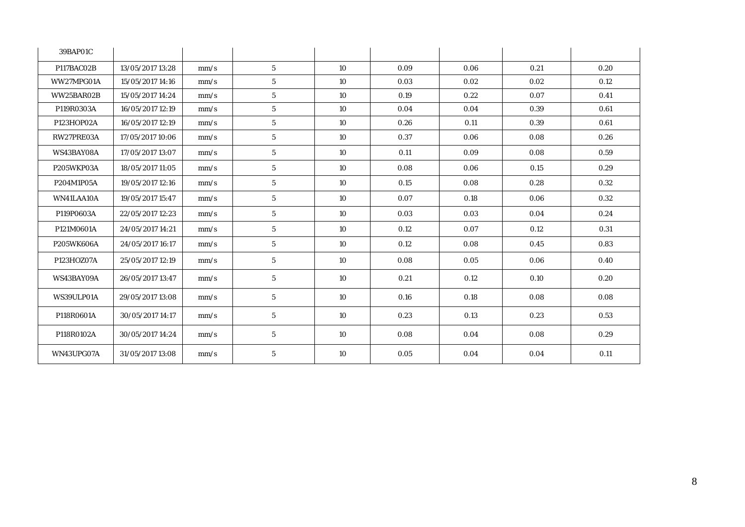| | | | | | | | | |
|---|---|---|---|---|---|---|---|---|
| 39BAP01C | | | | | | | | |
| P117BAC02B | 13/05/2017 13:28 | mm/s | 5 | 10 | 0.09 | 0.06 | 0.21 | 0.20 |
| WW27MPG01A | 15/05/2017 14:16 | mm/s | 5 | 10 | 0.03 | 0.02 | 0.02 | 0.12 |
| WW25BAR02B | 15/05/2017 14:24 | mm/s | 5 | 10 | 0.19 | 0.22 | 0.07 | 0.41 |
| P119R0303A | 16/05/2017 12:19 | mm/s | 5 | 10 | 0.04 | 0.04 | 0.39 | 0.61 |
| P123HOP02A | 16/05/2017 12:19 | mm/s | 5 | 10 | 0.26 | 0.11 | 0.39 | 0.61 |
| RW27PRE03A | 17/05/2017 10:06 | mm/s | 5 | 10 | 0.37 | 0.06 | 0.08 | 0.26 |
| WS43BAY08A | 17/05/2017 13:07 | mm/s | 5 | 10 | 0.11 | 0.09 | 0.08 | 0.59 |
| P205WKP03A | 18/05/2017 11:05 | mm/s | 5 | 10 | 0.08 | 0.06 | 0.15 | 0.29 |
| P204M1P05A | 19/05/2017 12:16 | mm/s | 5 | 10 | 0.15 | 0.08 | 0.28 | 0.32 |
| WN41LAA10A | 19/05/2017 15:47 | mm/s | 5 | 10 | 0.07 | 0.18 | 0.06 | 0.32 |
| P119P0603A | 22/05/2017 12:23 | mm/s | 5 | 10 | 0.03 | 0.03 | 0.04 | 0.24 |
| P121M0601A | 24/05/2017 14:21 | mm/s | 5 | 10 | 0.12 | 0.07 | 0.12 | 0.31 |
| P205WK606A | 24/05/2017 16:17 | mm/s | 5 | 10 | 0.12 | 0.08 | 0.45 | 0.83 |
| P123HOZ07A | 25/05/2017 12:19 | mm/s | 5 | 10 | 0.08 | 0.05 | 0.06 | 0.40 |
| WS43BAY09A | 26/05/2017 13:47 | mm/s | 5 | 10 | 0.21 | 0.12 | 0.10 | 0.20 |
| WS39ULP01A | 29/05/2017 13:08 | mm/s | 5 | 10 | 0.16 | 0.18 | 0.08 | 0.08 |
| P118R0601A | 30/05/2017 14:17 | mm/s | 5 | 10 | 0.23 | 0.13 | 0.23 | 0.53 |
| P118R0102A | 30/05/2017 14:24 | mm/s | 5 | 10 | 0.08 | 0.04 | 0.08 | 0.29 |
| WN43UPG07A | 31/05/2017 13:08 | mm/s | 5 | 10 | 0.05 | 0.04 | 0.04 | 0.11 |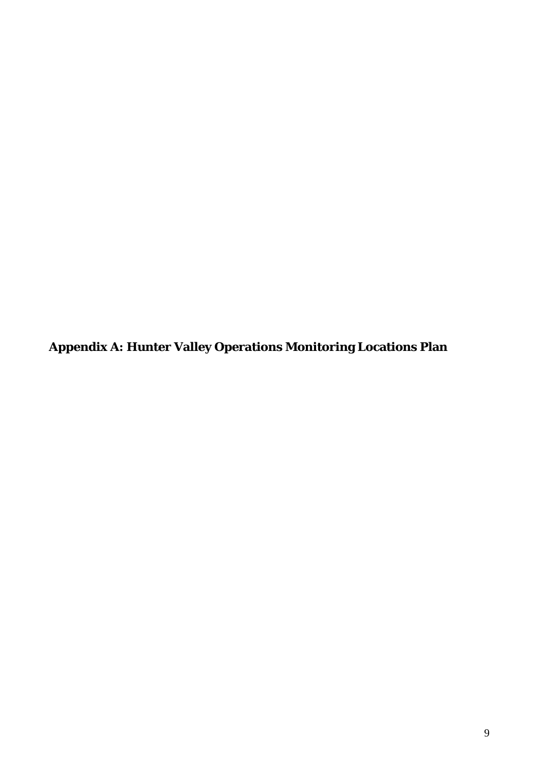**Appendix A: Hunter Valley Operations Monitoring Locations Plan**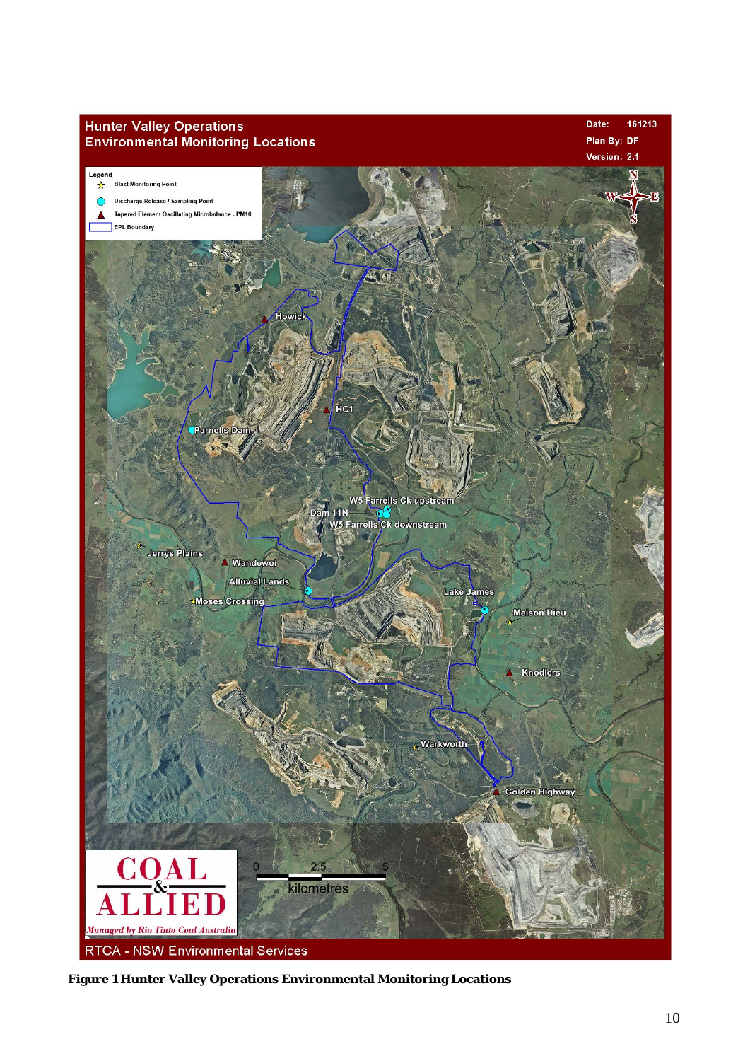Hunter Valley Operations
Environmental Monitoring Locations

Date: 161213
Plan By: DF
Version: 2.1

Legend
Blast Monitoring Point
Discharge Release / Sampling Point
Tapered Element Oscillating Microbalance - PM10
EPL Boundary

Howick
HC1
Parnells Dam
W5 Farrells Ck upstream
Dam 11N
W5 Farrells Ck downstream
Jerrys Plains
Wandewoi
Alluvial Lands
Moses Crossing
Lake James
Maison Dieu
Knodlers
Warkworth
Golden Highway

0 2.5 5
kilometres

COAL & ALLIED
Managed by Rio Tinto Coal Australia

RTCA - NSW Environmental Services

**Figure 1 Hunter Valley Operations Environmental Monitoring Locations**